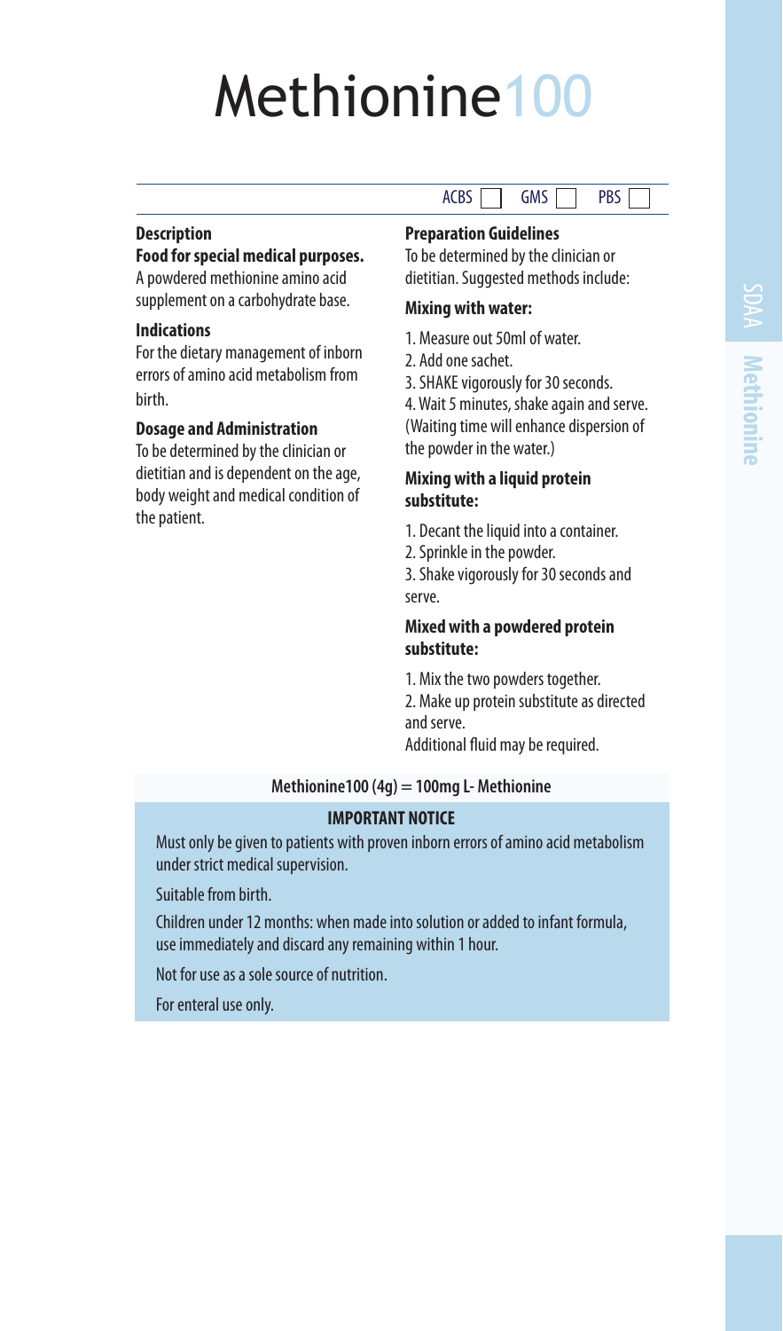# Methionine100

ACBS ☐ GMS ☐ PBS ☐

### Description

**Food for special medical purposes.**
A powdered methionine amino acid supplement on a carbohydrate base.

### Indications

For the dietary management of inborn errors of amino acid metabolism from birth.

### Dosage and Administration

To be determined by the clinician or dietitian and is dependent on the age, body weight and medical condition of the patient.

### Preparation Guidelines

To be determined by the clinician or dietitian. Suggested methods include:

**Mixing with water:**

1. Measure out 50ml of water.
2. Add one sachet.
3. SHAKE vigorously for 30 seconds.
4. Wait 5 minutes, shake again and serve. (Waiting time will enhance dispersion of the powder in the water.)

**Mixing with a liquid protein substitute:**

1. Decant the liquid into a container.
2. Sprinkle in the powder.
3. Shake vigorously for 30 seconds and serve.

**Mixed with a powdered protein substitute:**

1. Mix the two powders together.
2. Make up protein substitute as directed and serve.

Additional fluid may be required.

**Methionine100 (4g) = 100mg L- Methionine**

**IMPORTANT NOTICE**

Must only be given to patients with proven inborn errors of amino acid metabolism under strict medical supervision.

Suitable from birth.

Children under 12 months: when made into solution or added to infant formula, use immediately and discard any remaining within 1 hour.

Not for use as a sole source of nutrition.

For enteral use only.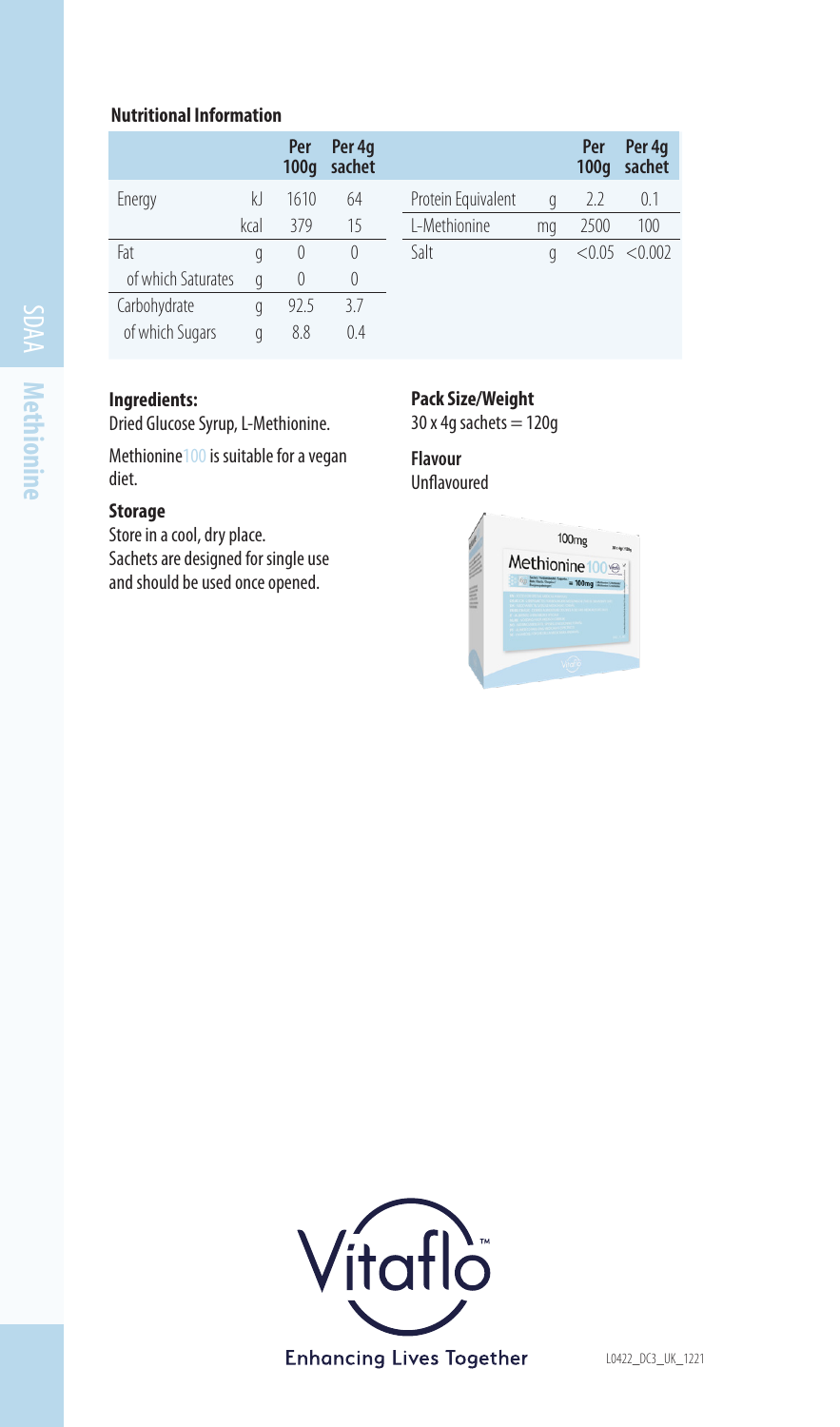**Nutritional Information**

| | | Per 100g | Per 4g sachet |
|---|---|---|---|
| Energy | kJ | 1610 | 64 |
| | kcal | 379 | 15 |
| Fat | g | 0 | 0 |
| of which Saturates | g | 0 | 0 |
| Carbohydrate | g | 92.5 | 3.7 |
| of which Sugars | g | 8.8 | 0.4 |
| Protein Equivalent | g | 2.2 | 0.1 |
| L-Methionine | mg | 2500 | 100 |
| Salt | g | <0.05 | <0.002 |

**Ingredients:**
Dried Glucose Syrup, L-Methionine.

Methionine100 is suitable for a vegan diet.

**Storage**
Store in a cool, dry place.
Sachets are designed for single use and should be used once opened.

**Pack Size/Weight**
30 x 4g sachets = 120g

**Flavour**
Unflavoured

SDAA Methionine

Vitaflo™
Enhancing Lives Together

L0422_DC3_UK_1221